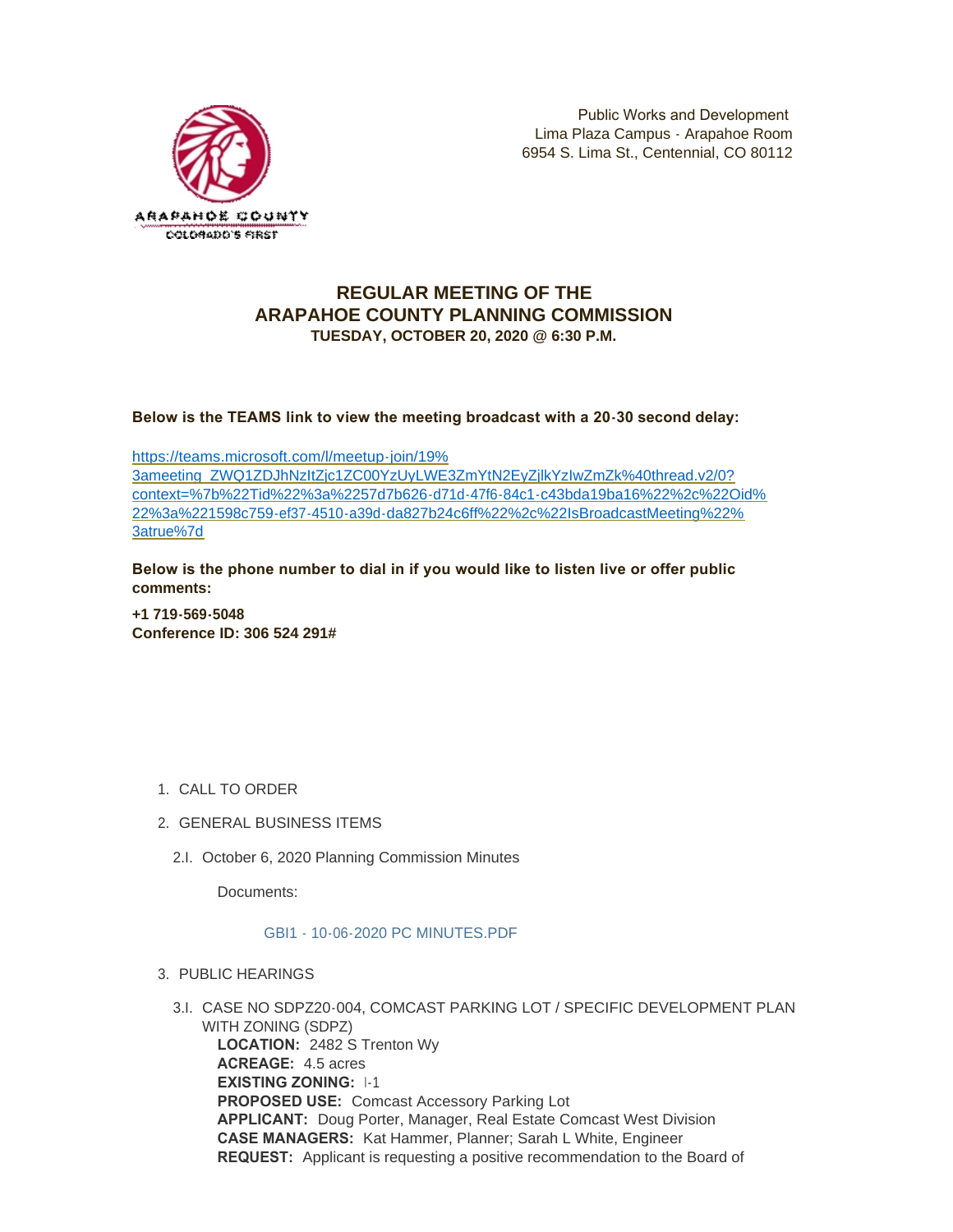Public Works and Development
Lima Plaza Campus - Arapahoe Room
6954 S. Lima St., Centennial, CO 80112

# REGULAR MEETING OF THE ARAPAHOE COUNTY PLANNING COMMISSION

**TUESDAY, OCTOBER 20, 2020 @ 6:30 P.M.**

**Below is the TEAMS link to view the meeting broadcast with a 20-30 second delay:**

https://teams.microsoft.com/l/meetup-join/19%3ameeting_ZWQ1ZDJhNzItZjc1ZC00YzUyLWE3ZmYtN2EyZjlkYzIwZmZk%40thread.v2/0?context=%7b%22Tid%22%3a%2257d7b626-d71d-47f6-84c1-c43bda19ba16%22%2c%22Oid%22%3a%221598c759-ef37-4510-a39d-da827b24c6ff%22%2c%22IsBroadcastMeeting%22%3atrue%7d

**Below is the phone number to dial in if you would like to listen live or offer public comments:**

**+1 719-569-5048**
**Conference ID: 306 524 291#**

1. CALL TO ORDER

2. GENERAL BUSINESS ITEMS

   2.I. October 6, 2020 Planning Commission Minutes

   Documents:

   GBI1 - 10-06-2020 PC MINUTES.PDF

3. PUBLIC HEARINGS

   3.I. CASE NO SDPZ20-004, COMCAST PARKING LOT / SPECIFIC DEVELOPMENT PLAN WITH ZONING (SDPZ)
   **LOCATION:** 2482 S Trenton Wy
   **ACREAGE:** 4.5 acres
   **EXISTING ZONING:** I-1
   **PROPOSED USE:** Comcast Accessory Parking Lot
   **APPLICANT:** Doug Porter, Manager, Real Estate Comcast West Division
   **CASE MANAGERS:** Kat Hammer, Planner; Sarah L White, Engineer
   **REQUEST:** Applicant is requesting a positive recommendation to the Board of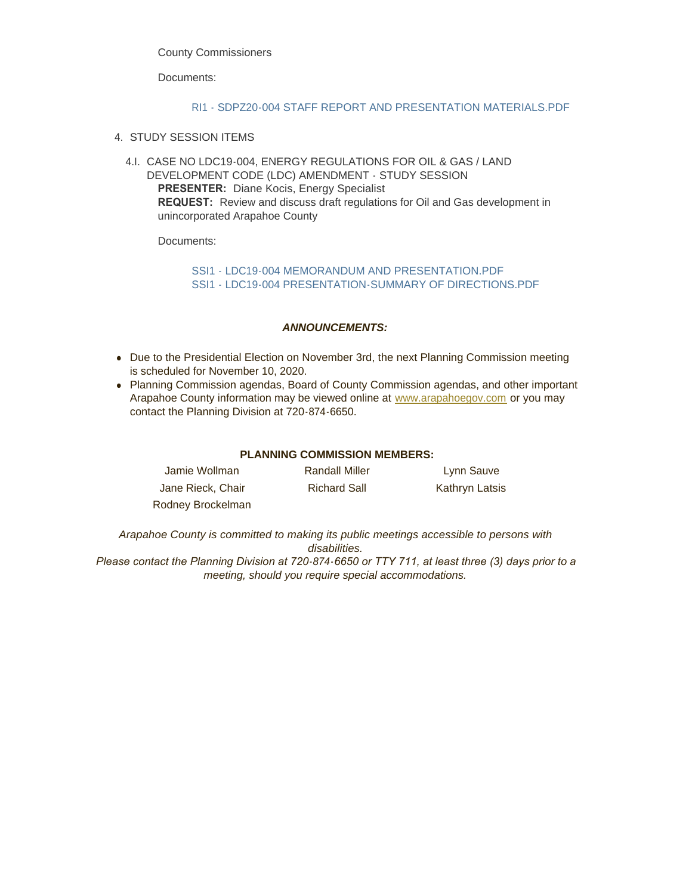County Commissioners

Documents:

RI1 - SDPZ20-004 STAFF REPORT AND PRESENTATION MATERIALS.PDF

4. STUDY SESSION ITEMS

4.I. CASE NO LDC19-004, ENERGY REGULATIONS FOR OIL & GAS / LAND DEVELOPMENT CODE (LDC) AMENDMENT - STUDY SESSION
**PRESENTER:** Diane Kocis, Energy Specialist
**REQUEST:** Review and discuss draft regulations for Oil and Gas development in unincorporated Arapahoe County

Documents:

SSI1 - LDC19-004 MEMORANDUM AND PRESENTATION.PDF
SSI1 - LDC19-004 PRESENTATION-SUMMARY OF DIRECTIONS.PDF

***ANNOUNCEMENTS:***

- Due to the Presidential Election on November 3rd, the next Planning Commission meeting is scheduled for November 10, 2020.
- Planning Commission agendas, Board of County Commission agendas, and other important Arapahoe County information may be viewed online at www.arapahoegov.com or you may contact the Planning Division at 720-874-6650.

**PLANNING COMMISSION MEMBERS:**

| | | |
|---|---|---|
| Jamie Wollman | Randall Miller | Lynn Sauve |
| Jane Rieck, Chair | Richard Sall | Kathryn Latsis |
| Rodney Brockelman | | |

*Arapahoe County is committed to making its public meetings accessible to persons with disabilities.*
*Please contact the Planning Division at 720-874-6650 or TTY 711, at least three (3) days prior to a meeting, should you require special accommodations.*